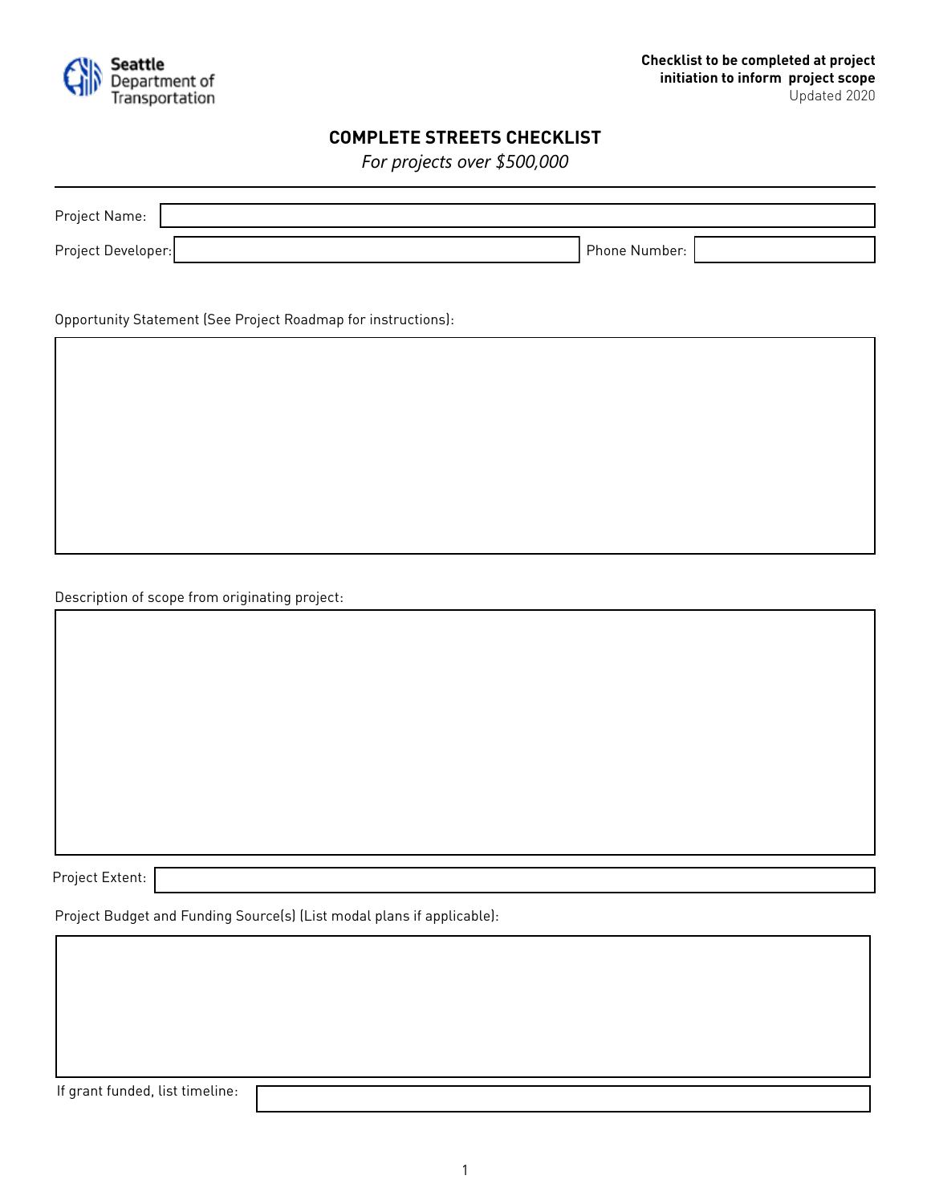Seattle Department of Transportation

**Checklist to be completed at project initiation to inform project scope**
Updated 2020

# COMPLETE STREETS CHECKLIST

*For projects over $500,000*

Project Name:

Project Developer:

Phone Number:

Opportunity Statement (See Project Roadmap for instructions):

Description of scope from originating project:

Project Extent:

Project Budget and Funding Source(s) (List modal plans if applicable):

If grant funded, list timeline: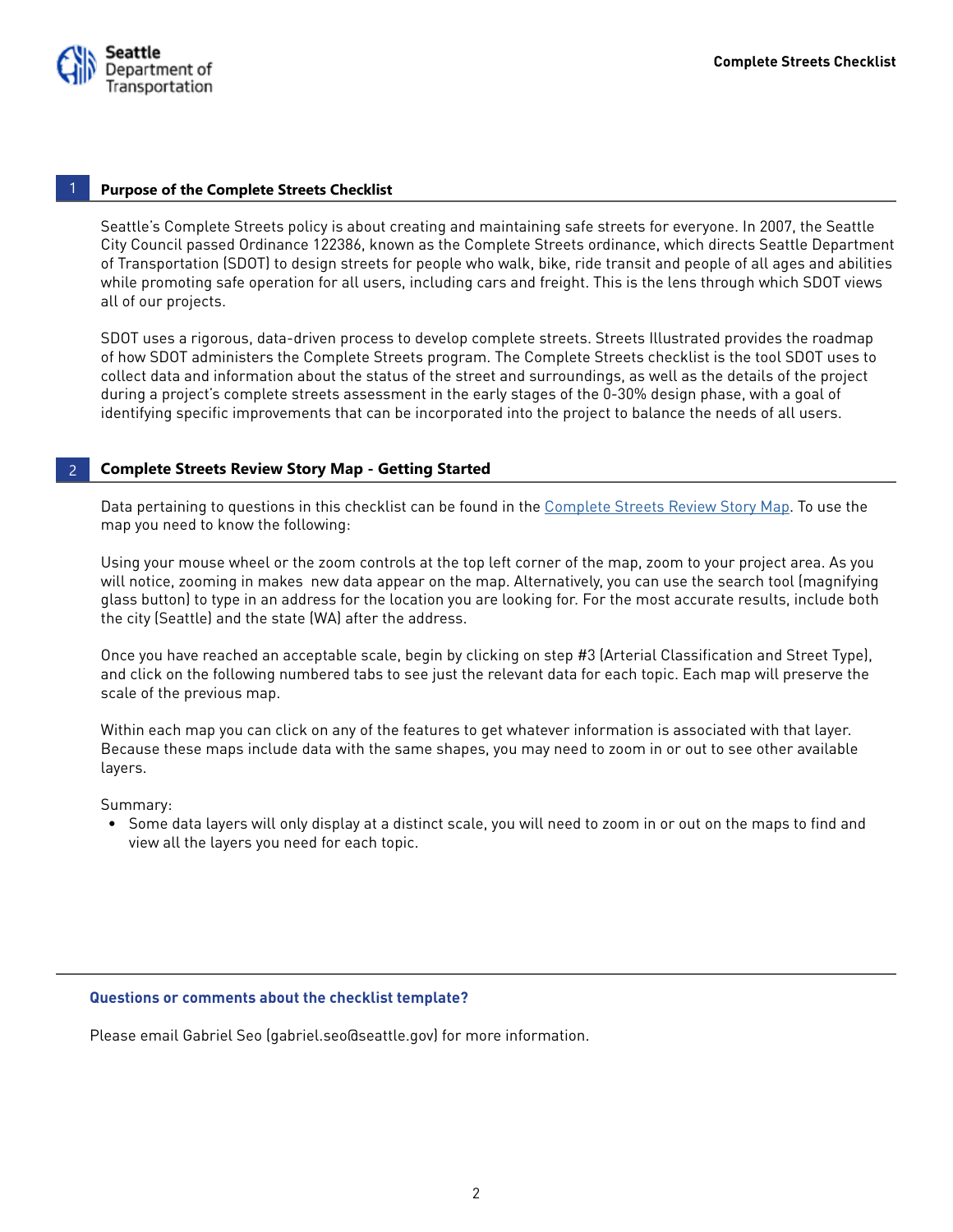## 1 Purpose of the Complete Streets Checklist

Seattle's Complete Streets policy is about creating and maintaining safe streets for everyone. In 2007, the Seattle City Council passed Ordinance 122386, known as the Complete Streets ordinance, which directs Seattle Department of Transportation (SDOT) to design streets for people who walk, bike, ride transit and people of all ages and abilities while promoting safe operation for all users, including cars and freight. This is the lens through which SDOT views all of our projects.

SDOT uses a rigorous, data-driven process to develop complete streets. Streets Illustrated provides the roadmap of how SDOT administers the Complete Streets program. The Complete Streets checklist is the tool SDOT uses to collect data and information about the status of the street and surroundings, as well as the details of the project during a project's complete streets assessment in the early stages of the 0-30% design phase, with a goal of identifying specific improvements that can be incorporated into the project to balance the needs of all users.

## 2 Complete Streets Review Story Map - Getting Started

Data pertaining to questions in this checklist can be found in the Complete Streets Review Story Map. To use the map you need to know the following:

Using your mouse wheel or the zoom controls at the top left corner of the map, zoom to your project area. As you will notice, zooming in makes new data appear on the map. Alternatively, you can use the search tool (magnifying glass button) to type in an address for the location you are looking for. For the most accurate results, include both the city (Seattle) and the state (WA) after the address.

Once you have reached an acceptable scale, begin by clicking on step #3 (Arterial Classification and Street Type), and click on the following numbered tabs to see just the relevant data for each topic. Each map will preserve the scale of the previous map.

Within each map you can click on any of the features to get whatever information is associated with that layer. Because these maps include data with the same shapes, you may need to zoom in or out to see other available layers.

Summary:

- Some data layers will only display at a distinct scale, you will need to zoom in or out on the maps to find and view all the layers you need for each topic.

---

**Questions or comments about the checklist template?**

Please email Gabriel Seo (gabriel.seo@seattle.gov) for more information.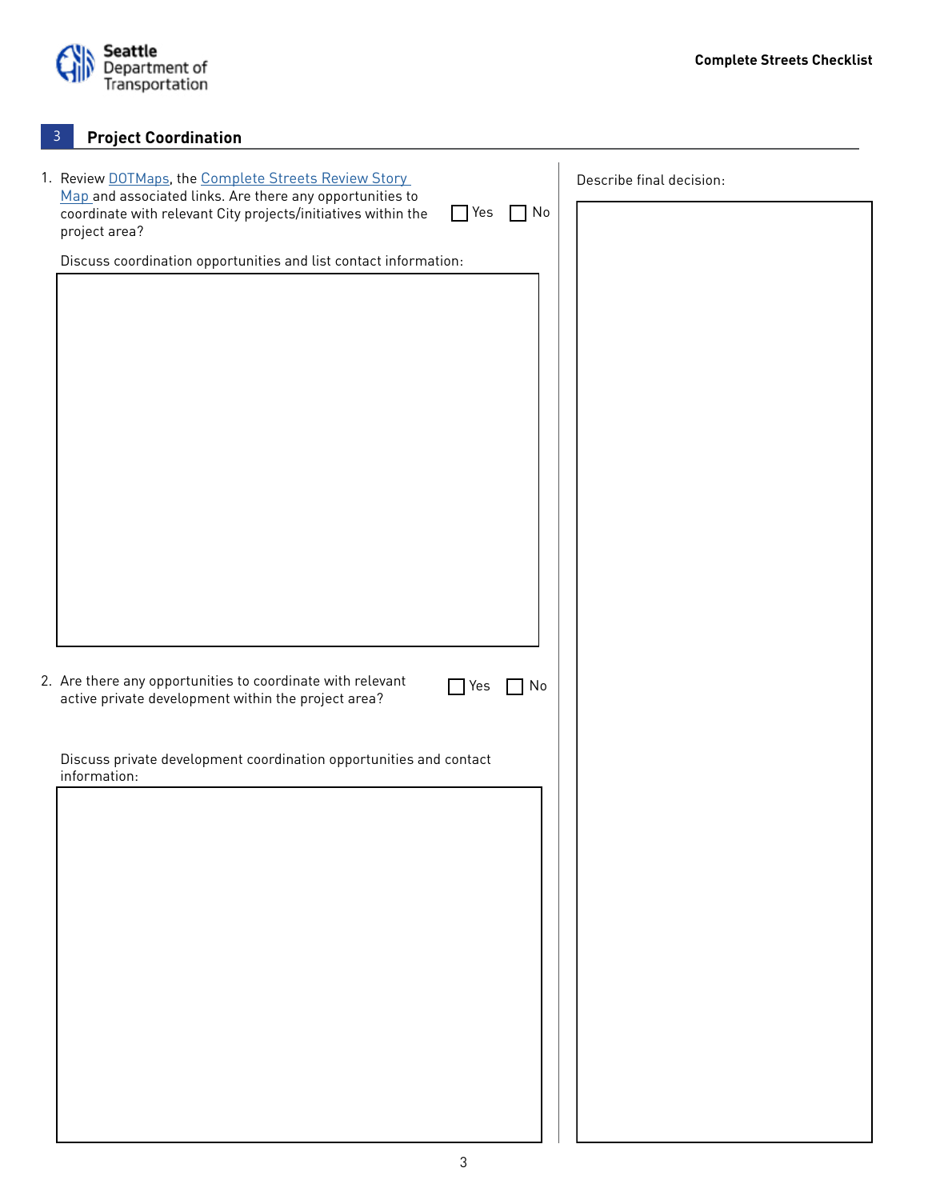## 3 Project Coordination

1. Review DOTMaps, the Complete Streets Review Story Map and associated links. Are there any opportunities to coordinate with relevant City projects/initiatives within the project area? ☐ Yes ☐ No

   Discuss coordination opportunities and list contact information:

2. Are there any opportunities to coordinate with relevant active private development within the project area? ☐ Yes ☐ No

   Discuss private development coordination opportunities and contact information:

Describe final decision: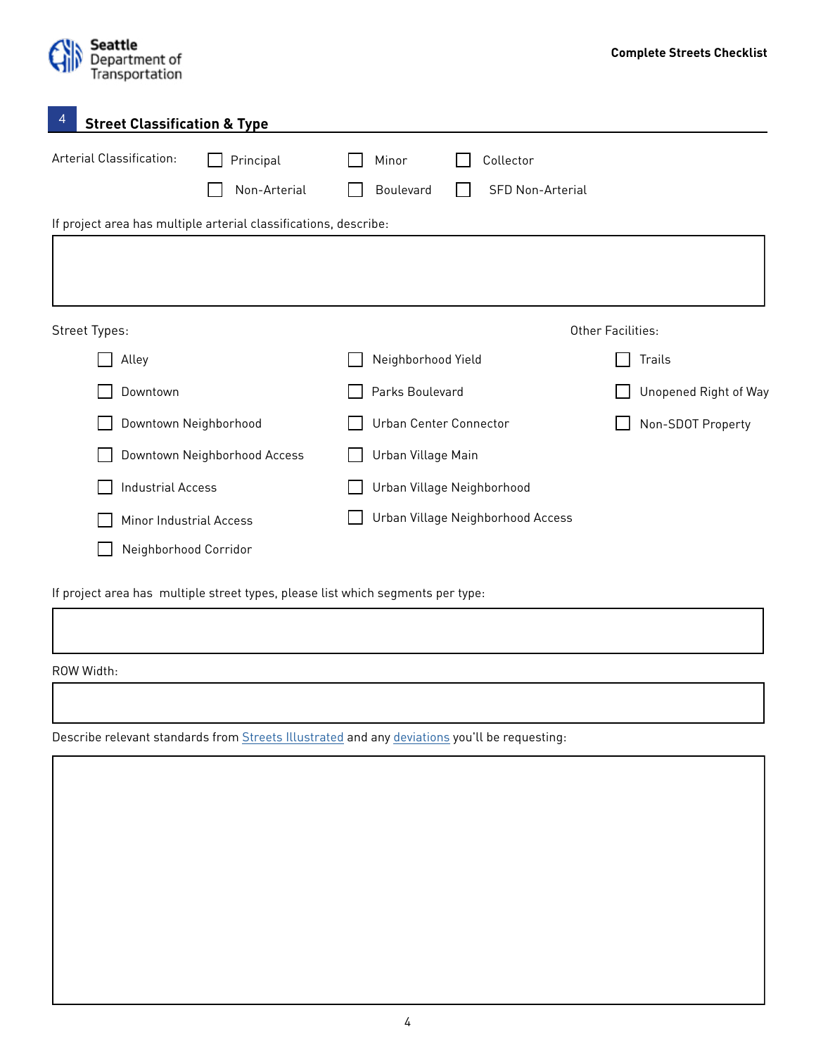## 4 Street Classification & Type

Arterial Classification:

- ☐ Principal
- ☐ Minor
- ☐ Collector
- ☐ Non-Arterial
- ☐ Boulevard
- ☐ SFD Non-Arterial

If project area has multiple arterial classifications, describe:

| |
|---|
| |

Street Types:

- ☐ Alley
- ☐ Downtown
- ☐ Downtown Neighborhood
- ☐ Downtown Neighborhood Access
- ☐ Industrial Access
- ☐ Minor Industrial Access
- ☐ Neighborhood Corridor
- ☐ Neighborhood Yield
- ☐ Parks Boulevard
- ☐ Urban Center Connector
- ☐ Urban Village Main
- ☐ Urban Village Neighborhood
- ☐ Urban Village Neighborhood Access

Other Facilities:

- ☐ Trails
- ☐ Unopened Right of Way
- ☐ Non-SDOT Property

If project area has multiple street types, please list which segments per type:

| |
|---|
| |

ROW Width:

| |
|---|
| |

Describe relevant standards from [Streets Illustrated]() and any [deviations]() you'll be requesting:

| |
|---|
| |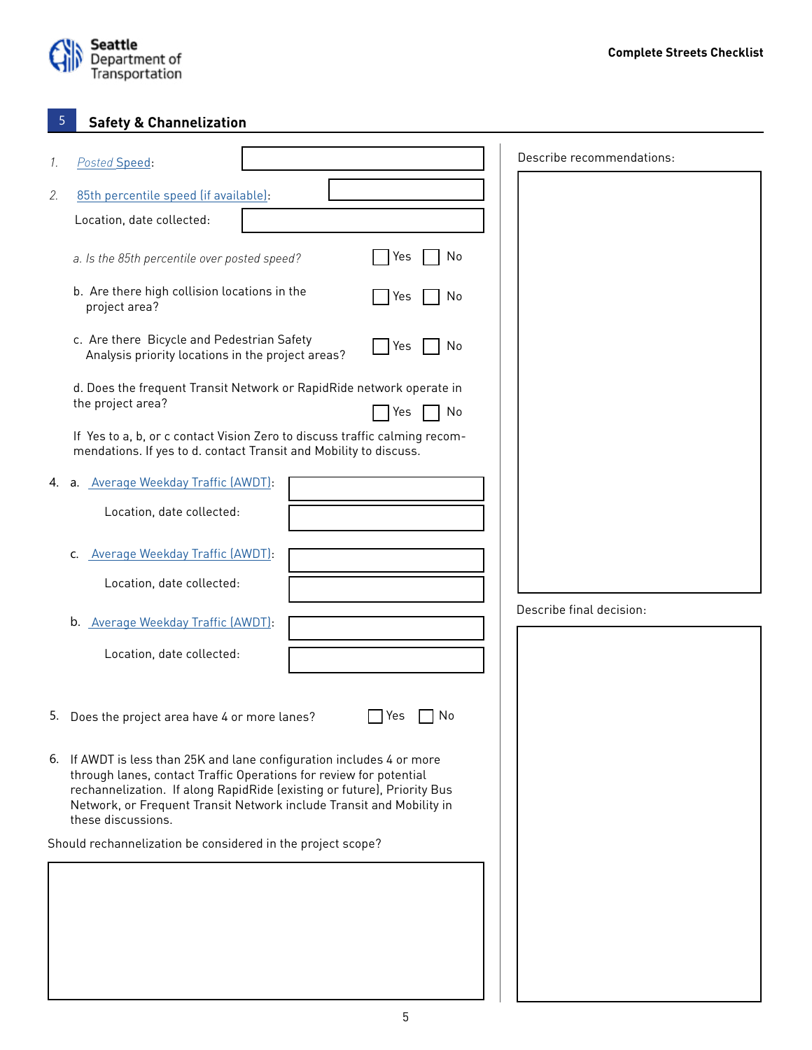## 5 Safety & Channelization

1. *Posted* Speed:

2. 85th percentile speed (if available):

   Location, date collected:

   *a. Is the 85th percentile over posted speed?* ☐ Yes ☐ No

   b. Are there high collision locations in the project area? ☐ Yes ☐ No

   c. Are there Bicycle and Pedestrian Safety Analysis priority locations in the project areas? ☐ Yes ☐ No

   d. Does the frequent Transit Network or RapidRide network operate in the project area? ☐ Yes ☐ No

   If Yes to a, b, or c contact Vision Zero to discuss traffic calming recommendations. If yes to d. contact Transit and Mobility to discuss.

4. a. Average Weekday Traffic (AWDT):

   Location, date collected:

   c. Average Weekday Traffic (AWDT):

   Location, date collected:

   b. Average Weekday Traffic (AWDT):

   Location, date collected:

5. Does the project area have 4 or more lanes? ☐ Yes ☐ No

6. If AWDT is less than 25K and lane configuration includes 4 or more through lanes, contact Traffic Operations for review for potential rechannelization. If along RapidRide (existing or future), Priority Bus Network, or Frequent Transit Network include Transit and Mobility in these discussions.

Should rechannelization be considered in the project scope?

Describe recommendations:

Describe final decision: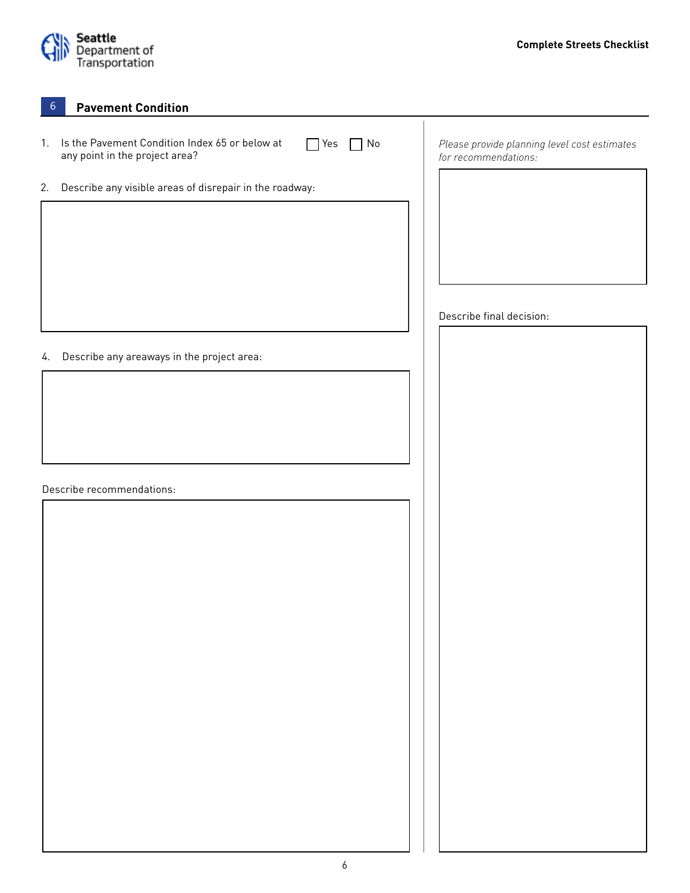## 6 Pavement Condition

1. Is the Pavement Condition Index 65 or below at any point in the project area? ☐ Yes ☐ No

2. Describe any visible areas of disrepair in the roadway:

4. Describe any areaways in the project area:

Describe recommendations:

*Please provide planning level cost estimates for recommendations:*

Describe final decision: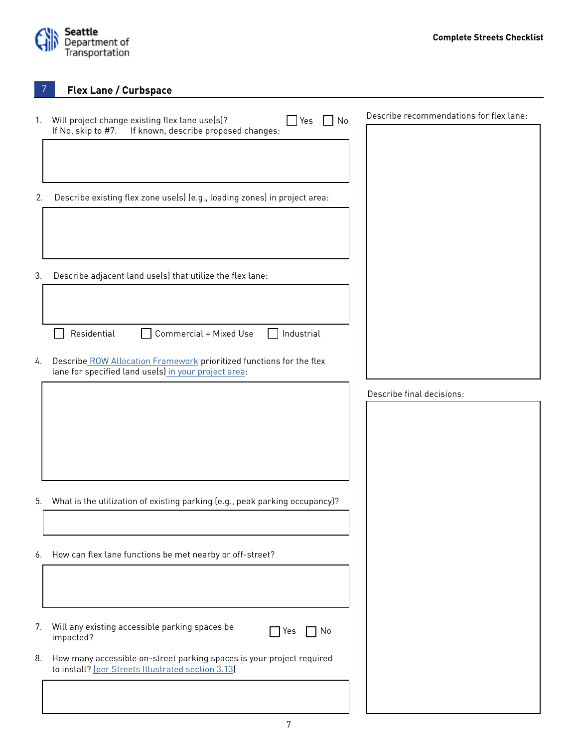## 7 Flex Lane / Curbspace

1. Will project change existing flex lane use(s)? ☐ Yes ☐ No
   If No, skip to #7. If known, describe proposed changes:

2. Describe existing flex zone use(s) (e.g., loading zones) in project area:

3. Describe adjacent land use(s) that utilize the flex lane:

   ☐ Residential ☐ Commercial + Mixed Use ☐ Industrial

4. Describe ROW Allocation Framework prioritized functions for the flex lane for specified land use(s) in your project area:

5. What is the utilization of existing parking (e.g., peak parking occupancy)?

6. How can flex lane functions be met nearby or off-street?

7. Will any existing accessible parking spaces be impacted? ☐ Yes ☐ No

8. How many accessible on-street parking spaces is your project required to install? (per Streets Illustrated section 3.13)

Describe recommendations for flex lane:

Describe final decisions: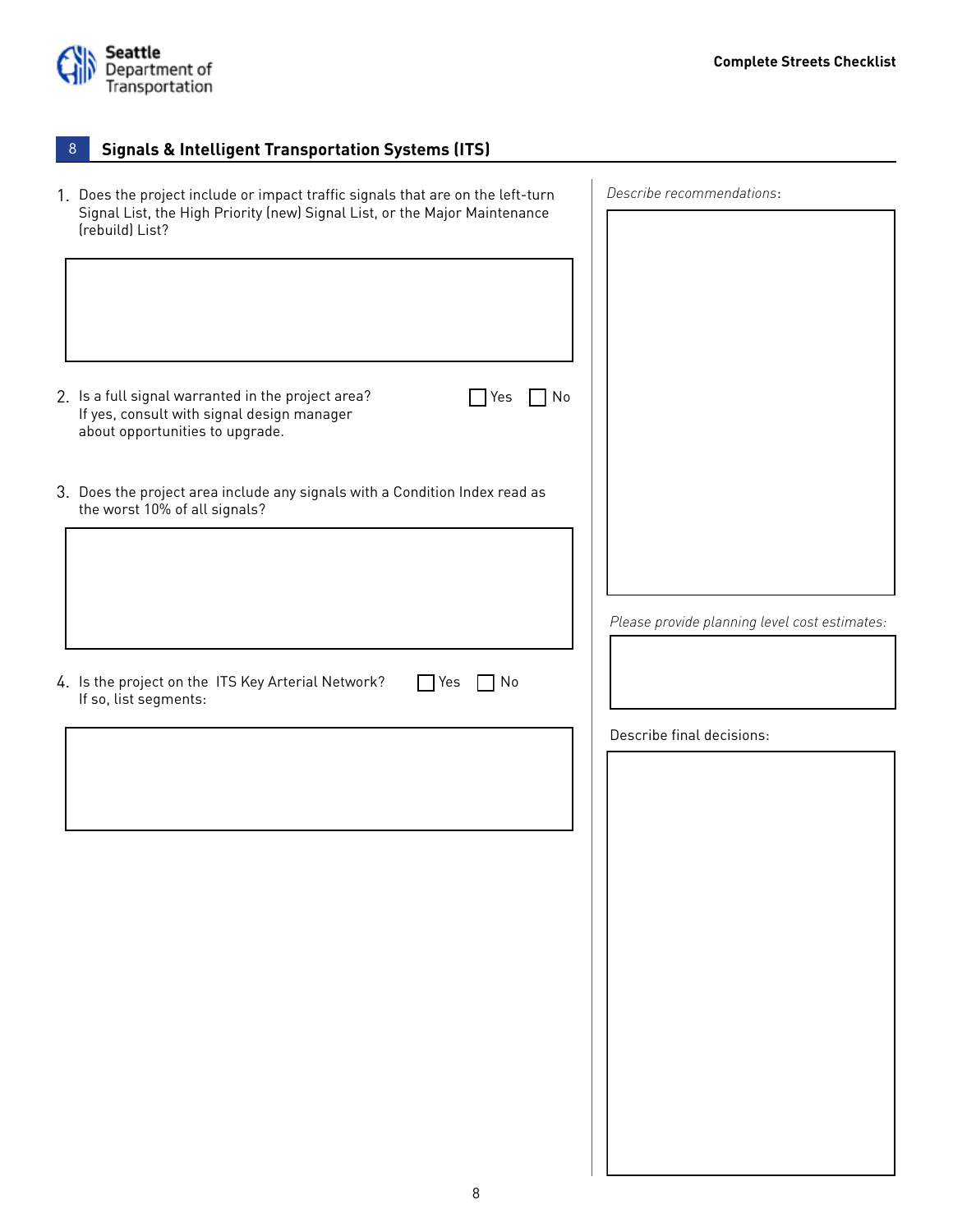## 8 Signals & Intelligent Transportation Systems (ITS)

1. Does the project include or impact traffic signals that are on the left-turn Signal List, the High Priority (new) Signal List, or the Major Maintenance (rebuild) List?

2. Is a full signal warranted in the project area? ☐ Yes ☐ No
   If yes, consult with signal design manager about opportunities to upgrade.

3. Does the project area include any signals with a Condition Index read as the worst 10% of all signals?

4. Is the project on the ITS Key Arterial Network? ☐ Yes ☐ No
   If so, list segments:

*Describe recommendations:*

*Please provide planning level cost estimates:*

Describe final decisions: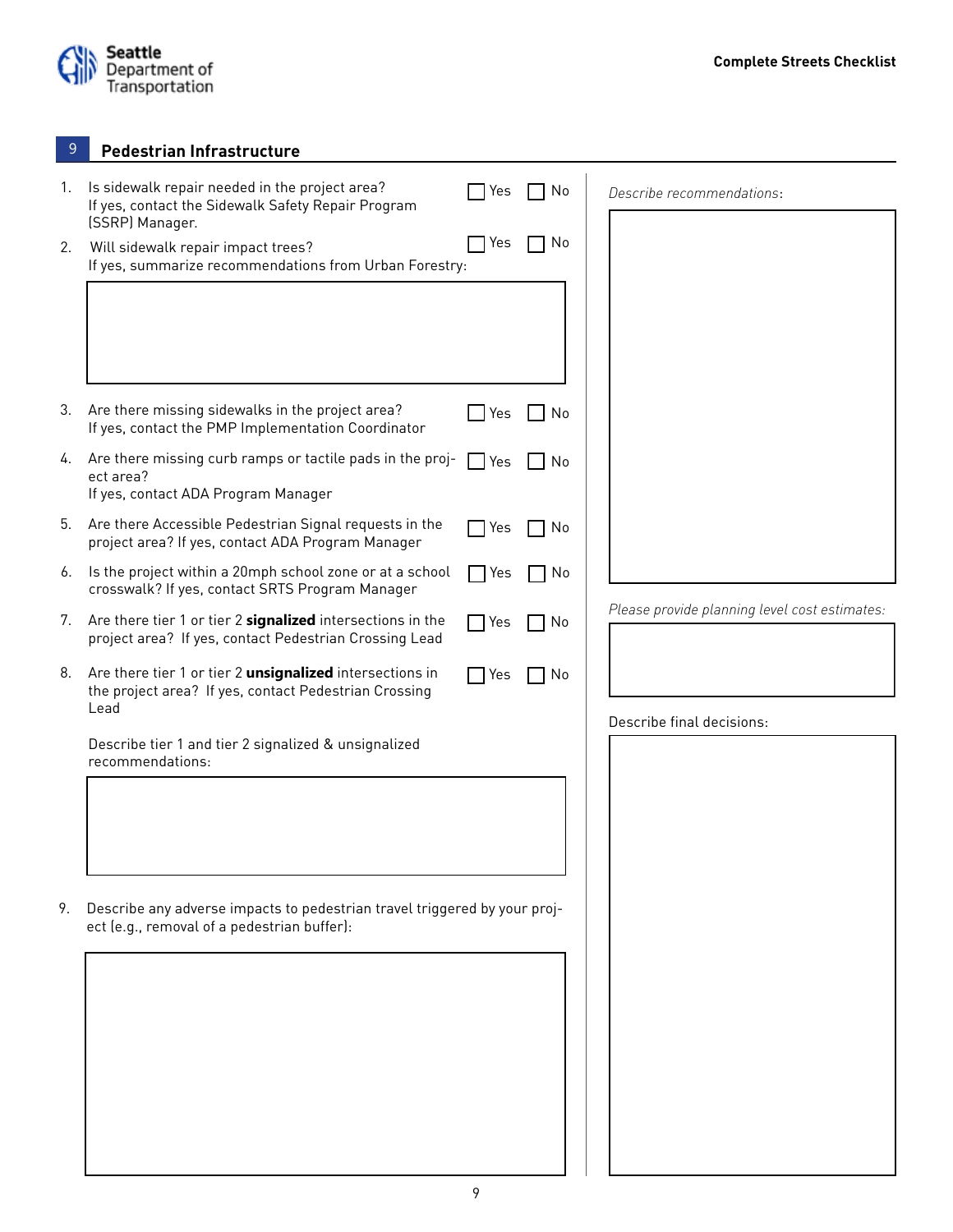## 9 Pedestrian Infrastructure

1. Is sidewalk repair needed in the project area? ☐ Yes ☐ No
   If yes, contact the Sidewalk Safety Repair Program (SSRP) Manager.

2. Will sidewalk repair impact trees? ☐ Yes ☐ No
   If yes, summarize recommendations from Urban Forestry:

3. Are there missing sidewalks in the project area? ☐ Yes ☐ No
   If yes, contact the PMP Implementation Coordinator

4. Are there missing curb ramps or tactile pads in the project area? ☐ Yes ☐ No
   If yes, contact ADA Program Manager

5. Are there Accessible Pedestrian Signal requests in the project area? If yes, contact ADA Program Manager ☐ Yes ☐ No

6. Is the project within a 20mph school zone or at a school crosswalk? If yes, contact SRTS Program Manager ☐ Yes ☐ No

7. Are there tier 1 or tier 2 **signalized** intersections in the project area? If yes, contact Pedestrian Crossing Lead ☐ Yes ☐ No

8. Are there tier 1 or tier 2 **unsignalized** intersections in the project area? If yes, contact Pedestrian Crossing Lead ☐ Yes ☐ No

   Describe tier 1 and tier 2 signalized & unsignalized recommendations:

9. Describe any adverse impacts to pedestrian travel triggered by your project (e.g., removal of a pedestrian buffer):

*Describe recommendations*:

*Please provide planning level cost estimates:*

Describe final decisions: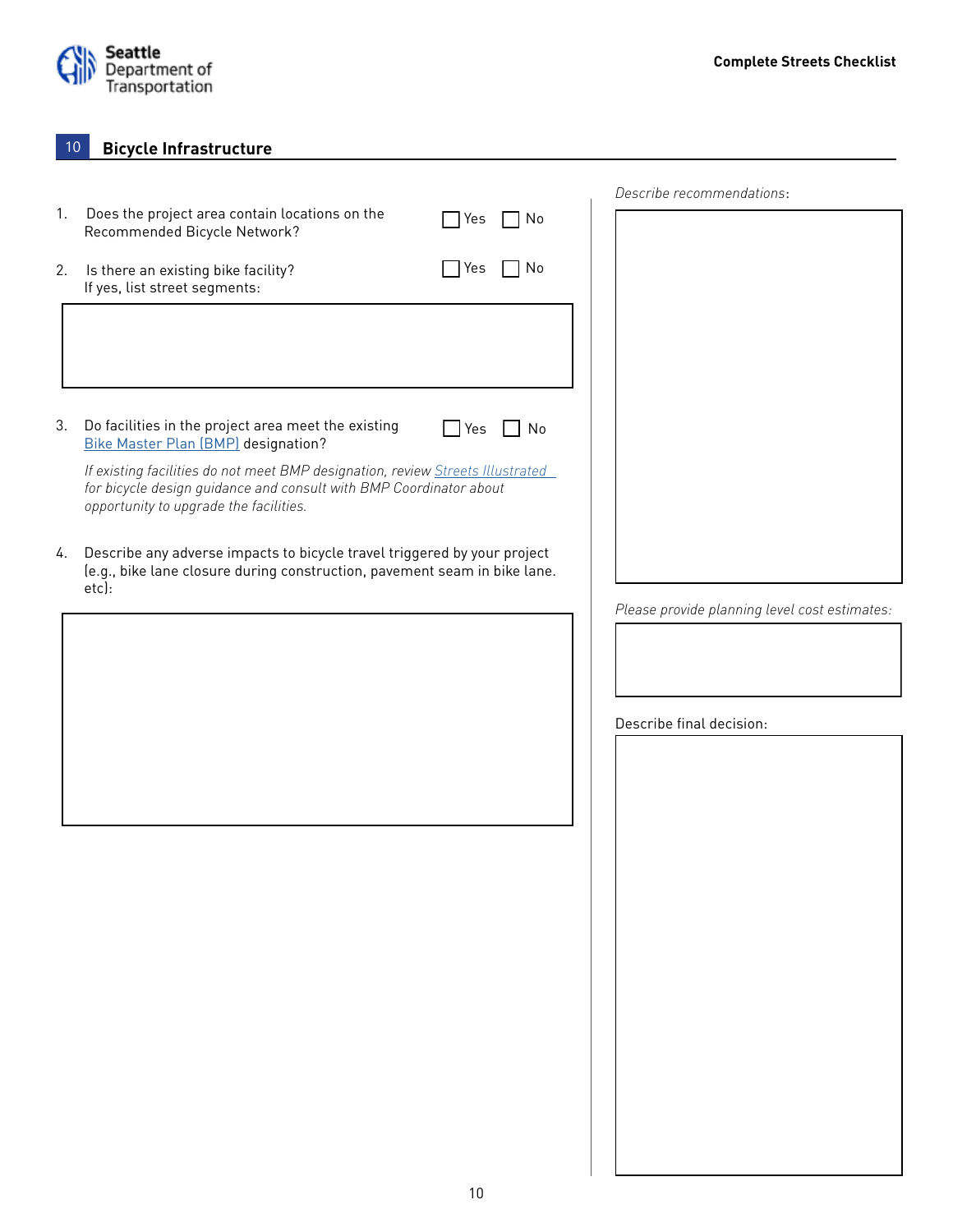## 10 Bicycle Infrastructure

1. Does the project area contain locations on the Recommended Bicycle Network? ☐ Yes ☐ No

2. Is there an existing bike facility? ☐ Yes ☐ No
   If yes, list street segments:

3. Do facilities in the project area meet the existing [Bike Master Plan (BMP)] designation? ☐ Yes ☐ No

   *If existing facilities do not meet BMP designation, review [Streets Illustrated] for bicycle design guidance and consult with BMP Coordinator about opportunity to upgrade the facilities.*

4. Describe any adverse impacts to bicycle travel triggered by your project (e.g., bike lane closure during construction, pavement seam in bike lane. etc):

*Describe recommendations*:

*Please provide planning level cost estimates:*

Describe final decision: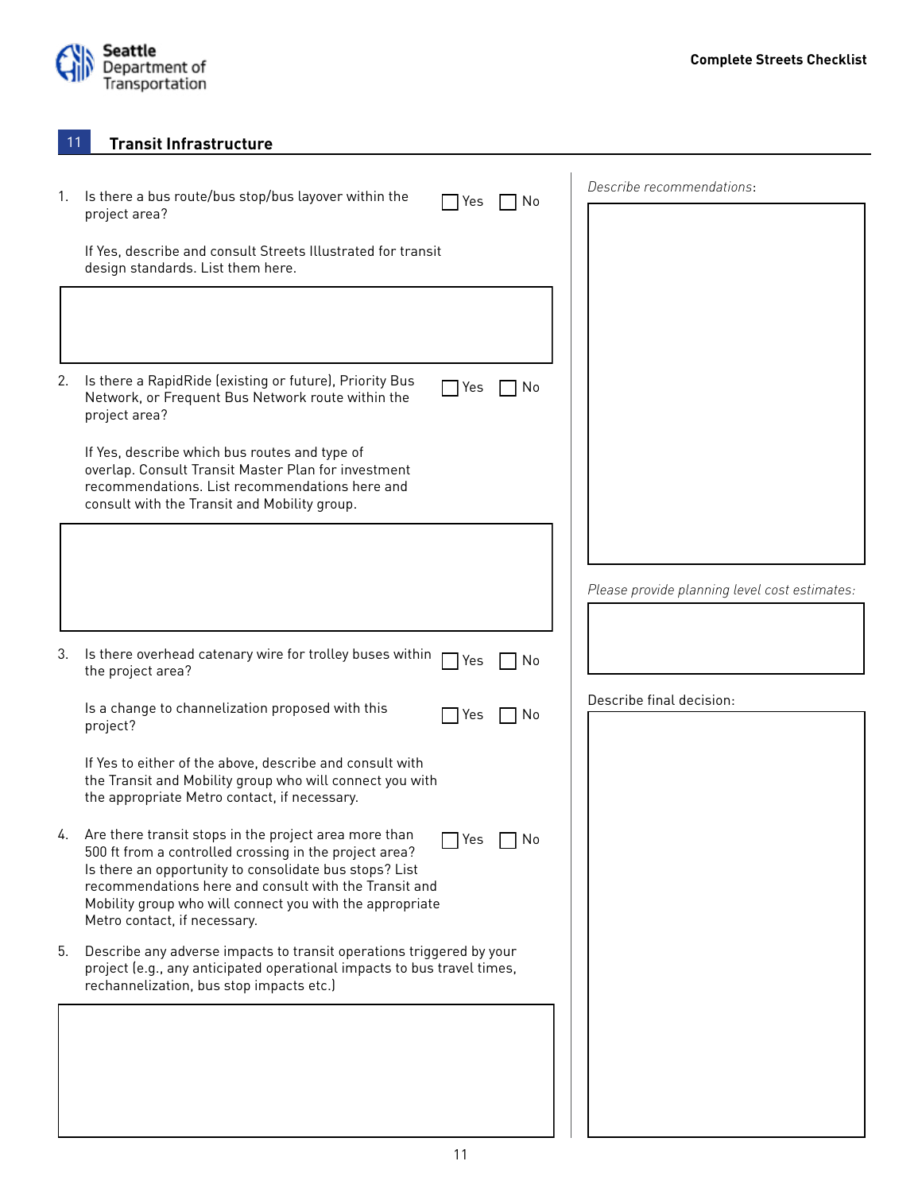## 11 Transit Infrastructure

1. Is there a bus route/bus stop/bus layover within the project area? ☐ Yes ☐ No

   If Yes, describe and consult Streets Illustrated for transit design standards. List them here.

2. Is there a RapidRide (existing or future), Priority Bus Network, or Frequent Bus Network route within the project area? ☐ Yes ☐ No

   If Yes, describe which bus routes and type of overlap. Consult Transit Master Plan for investment recommendations. List recommendations here and consult with the Transit and Mobility group.

3. Is there overhead catenary wire for trolley buses within the project area? ☐ Yes ☐ No

   Is a change to channelization proposed with this project? ☐ Yes ☐ No

   If Yes to either of the above, describe and consult with the Transit and Mobility group who will connect you with the appropriate Metro contact, if necessary.

4. Are there transit stops in the project area more than 500 ft from a controlled crossing in the project area? Is there an opportunity to consolidate bus stops? List recommendations here and consult with the Transit and Mobility group who will connect you with the appropriate Metro contact, if necessary. ☐ Yes ☐ No

5. Describe any adverse impacts to transit operations triggered by your project (e.g., any anticipated operational impacts to bus travel times, rechannelization, bus stop impacts etc.)

*Describe recommendations*:

*Please provide planning level cost estimates:*

Describe final decision: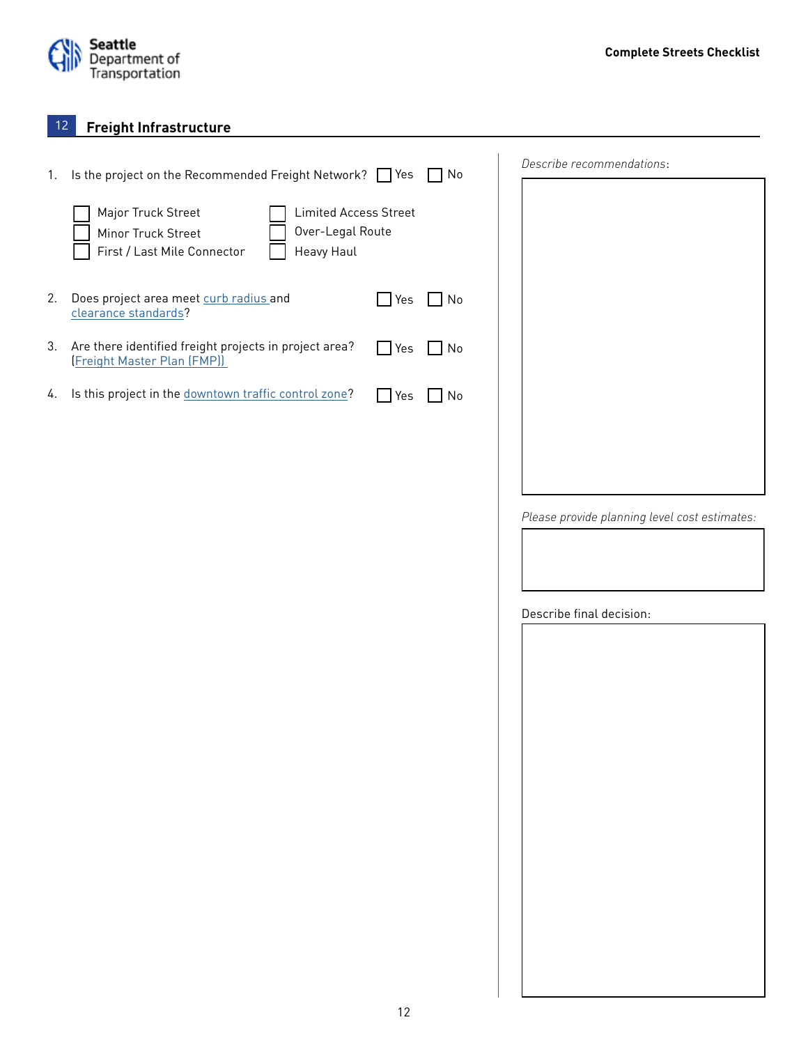## 12 Freight Infrastructure

1. Is the project on the Recommended Freight Network? ☐ Yes ☐ No

   ☐ Major Truck Street ☐ Limited Access Street
   ☐ Minor Truck Street ☐ Over-Legal Route
   ☐ First / Last Mile Connector ☐ Heavy Haul

2. Does project area meet curb radius and clearance standards? ☐ Yes ☐ No

3. Are there identified freight projects in project area? (Freight Master Plan (FMP)) ☐ Yes ☐ No

4. Is this project in the downtown traffic control zone? ☐ Yes ☐ No

*Describe recommendations:*

*Please provide planning level cost estimates:*

Describe final decision: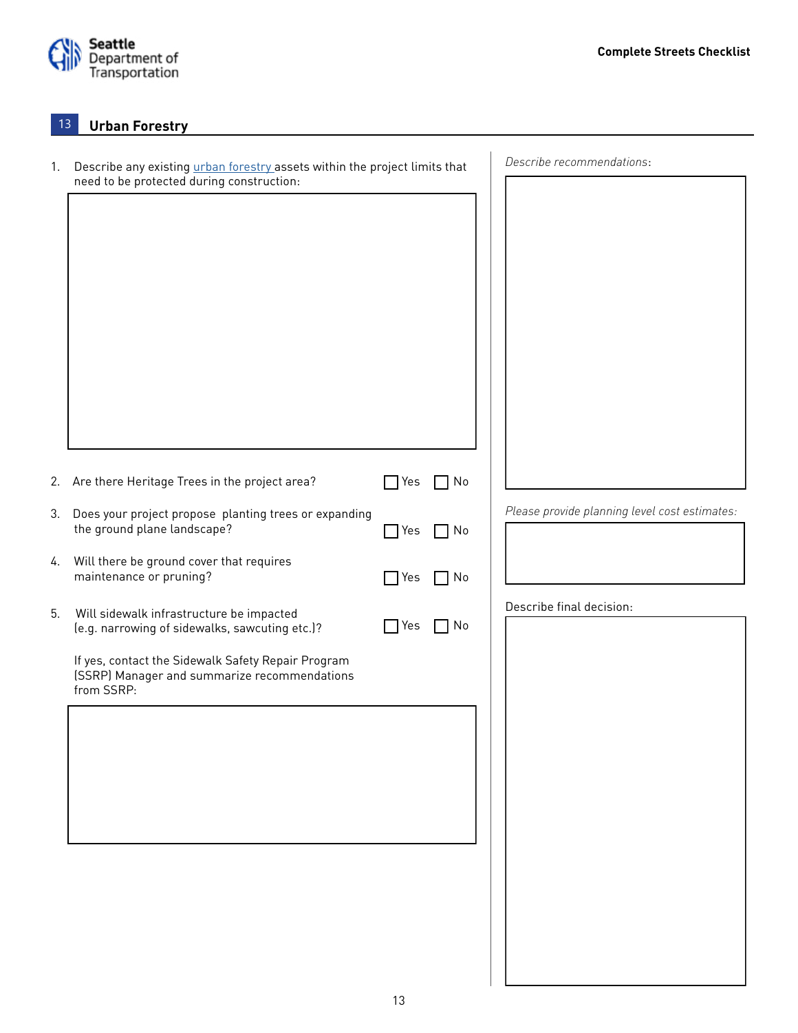## 13 Urban Forestry

1. Describe any existing urban forestry assets within the project limits that need to be protected during construction:

2. Are there Heritage Trees in the project area? ☐ Yes ☐ No

3. Does your project propose planting trees or expanding the ground plane landscape? ☐ Yes ☐ No

4. Will there be ground cover that requires maintenance or pruning? ☐ Yes ☐ No

5. Will sidewalk infrastructure be impacted (e.g. narrowing of sidewalks, sawcuting etc.)? ☐ Yes ☐ No

   If yes, contact the Sidewalk Safety Repair Program (SSRP) Manager and summarize recommendations from SSRP:

*Describe recommendations*:

*Please provide planning level cost estimates:*

Describe final decision: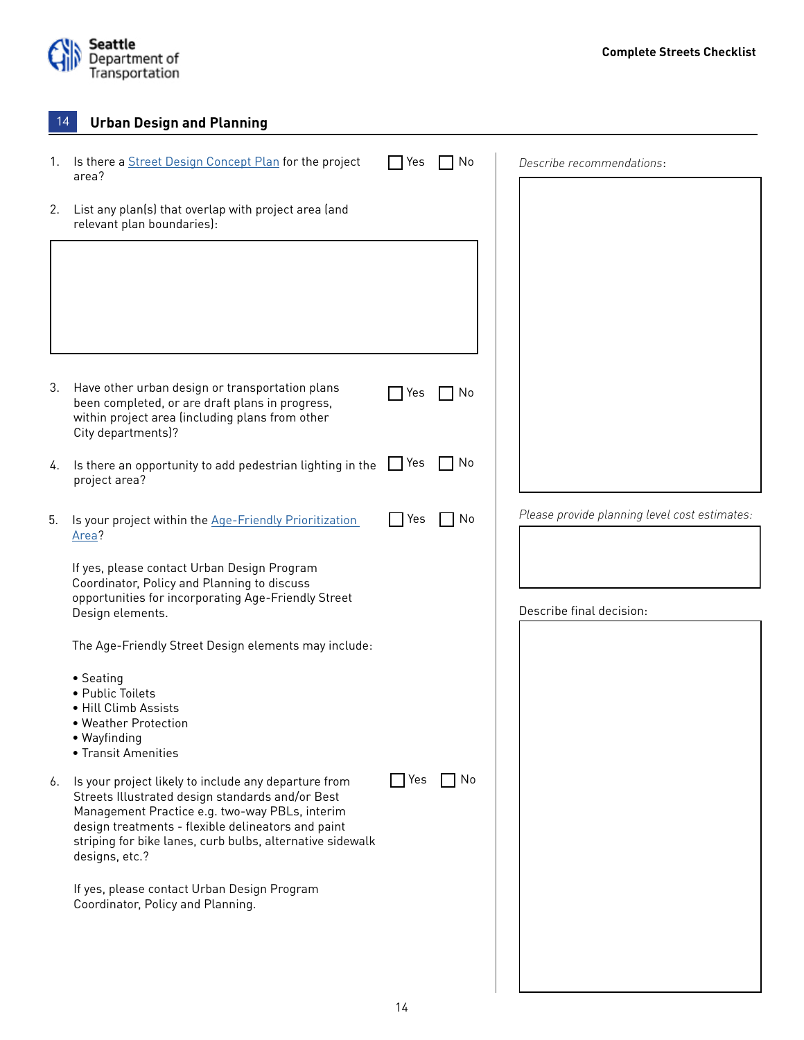## 14 Urban Design and Planning

1. Is there a Street Design Concept Plan for the project area? ☐ Yes ☐ No

2. List any plan(s) that overlap with project area (and relevant plan boundaries):

3. Have other urban design or transportation plans been completed, or are draft plans in progress, within project area (including plans from other City departments)? ☐ Yes ☐ No

4. Is there an opportunity to add pedestrian lighting in the project area? ☐ Yes ☐ No

5. Is your project within the Age-Friendly Prioritization Area? ☐ Yes ☐ No

   If yes, please contact Urban Design Program Coordinator, Policy and Planning to discuss opportunities for incorporating Age-Friendly Street Design elements.

   The Age-Friendly Street Design elements may include:

   - Seating
   - Public Toilets
   - Hill Climb Assists
   - Weather Protection
   - Wayfinding
   - Transit Amenities

6. Is your project likely to include any departure from Streets Illustrated design standards and/or Best Management Practice e.g. two-way PBLs, interim design treatments - flexible delineators and paint striping for bike lanes, curb bulbs, alternative sidewalk designs, etc.? ☐ Yes ☐ No

   If yes, please contact Urban Design Program Coordinator, Policy and Planning.

*Describe recommendations*:

*Please provide planning level cost estimates:*

Describe final decision: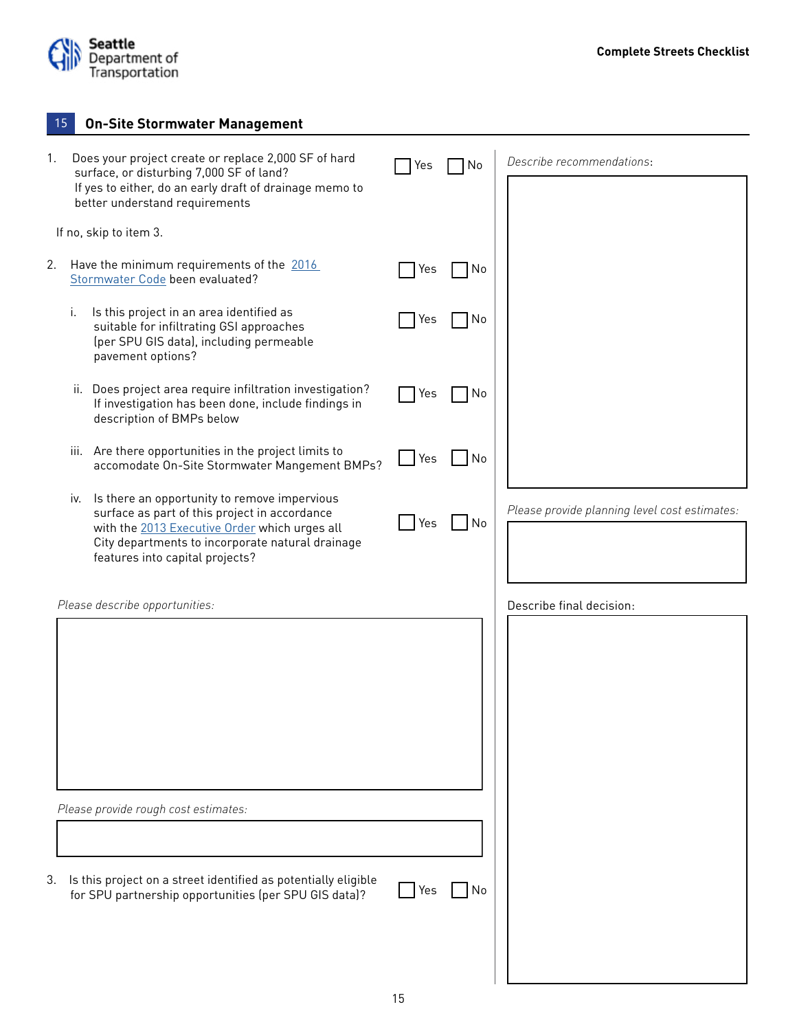## 15 On-Site Stormwater Management

1. Does your project create or replace 2,000 SF of hard surface, or disturbing 7,000 SF of land? If yes to either, do an early draft of drainage memo to better understand requirements — ☐ Yes ☐ No

   If no, skip to item 3.

2. Have the minimum requirements of the 2016 Stormwater Code been evaluated? — ☐ Yes ☐ No

   i. Is this project in an area identified as suitable for infiltrating GSI approaches (per SPU GIS data), including permeable pavement options? — ☐ Yes ☐ No

   ii. Does project area require infiltration investigation? If investigation has been done, include findings in description of BMPs below — ☐ Yes ☐ No

   iii. Are there opportunities in the project limits to accomodate On-Site Stormwater Mangement BMPs? — ☐ Yes ☐ No

   iv. Is there an opportunity to remove impervious surface as part of this project in accordance with the 2013 Executive Order which urges all City departments to incorporate natural drainage features into capital projects? — ☐ Yes ☐ No

*Please describe opportunities:*

*Please provide rough cost estimates:*

3. Is this project on a street identified as potentially eligible for SPU partnership opportunities (per SPU GIS data)? — ☐ Yes ☐ No

*Describe recommendations*:

*Please provide planning level cost estimates:*

Describe final decision: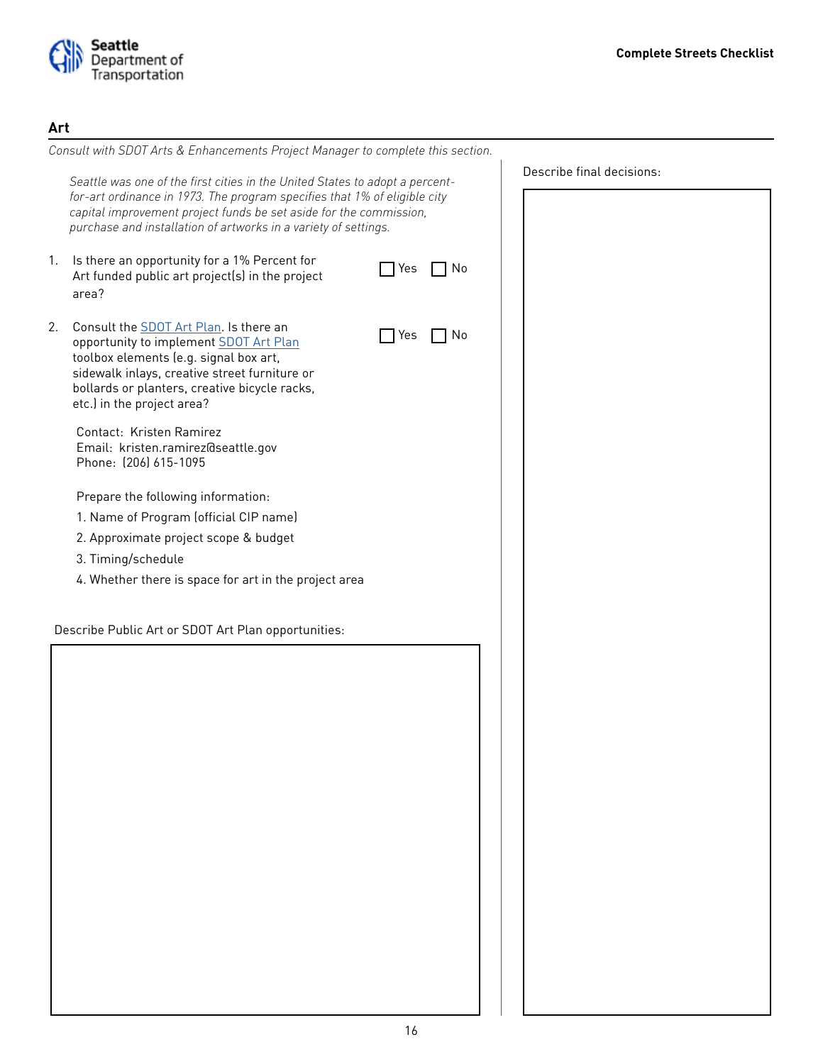## Art

*Consult with SDOT Arts & Enhancements Project Manager to complete this section.*

*Seattle was one of the first cities in the United States to adopt a percent-for-art ordinance in 1973. The program specifies that 1% of eligible city capital improvement project funds be set aside for the commission, purchase and installation of artworks in a variety of settings.*

1. Is there an opportunity for a 1% Percent for Art funded public art project(s) in the project area? ☐ Yes ☐ No

2. Consult the SDOT Art Plan. Is there an opportunity to implement SDOT Art Plan toolbox elements (e.g. signal box art, sidewalk inlays, creative street furniture or bollards or planters, creative bicycle racks, etc.) in the project area? ☐ Yes ☐ No

   Contact: Kristen Ramirez
   Email: kristen.ramirez@seattle.gov
   Phone: (206) 615-1095

   Prepare the following information:
   1. Name of Program (official CIP name)
   2. Approximate project scope & budget
   3. Timing/schedule
   4. Whether there is space for art in the project area

Describe Public Art or SDOT Art Plan opportunities:

Describe final decisions: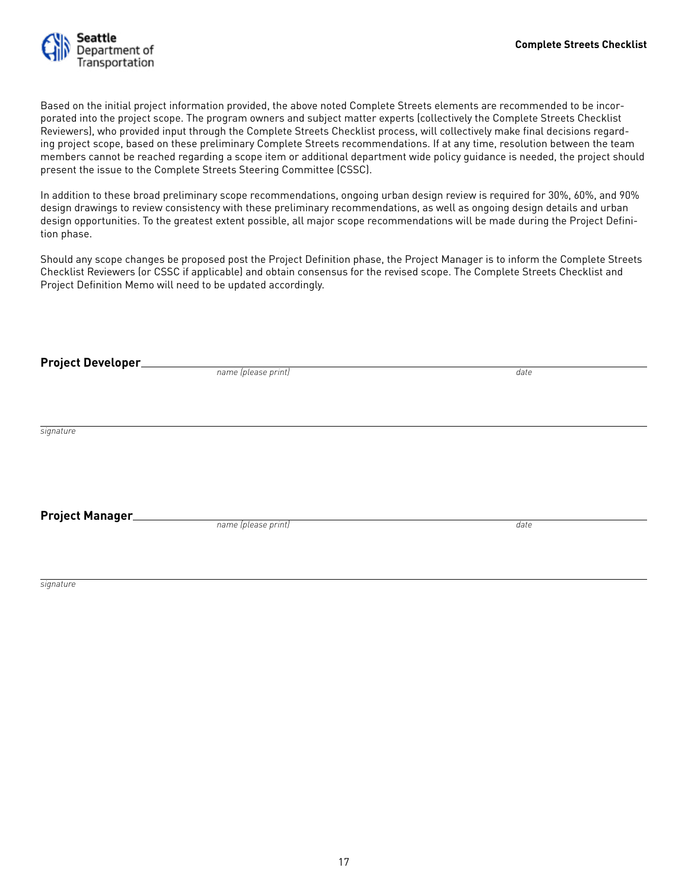Based on the initial project information provided, the above noted Complete Streets elements are recommended to be incorporated into the project scope. The program owners and subject matter experts (collectively the Complete Streets Checklist Reviewers), who provided input through the Complete Streets Checklist process, will collectively make final decisions regarding project scope, based on these preliminary Complete Streets recommendations. If at any time, resolution between the team members cannot be reached regarding a scope item or additional department wide policy guidance is needed, the project should present the issue to the Complete Streets Steering Committee (CSSC).

In addition to these broad preliminary scope recommendations, ongoing urban design review is required for 30%, 60%, and 90% design drawings to review consistency with these preliminary recommendations, as well as ongoing design details and urban design opportunities. To the greatest extent possible, all major scope recommendations will be made during the Project Definition phase.

Should any scope changes be proposed post the Project Definition phase, the Project Manager is to inform the Complete Streets Checklist Reviewers (or CSSC if applicable) and obtain consensus for the revised scope. The Complete Streets Checklist and Project Definition Memo will need to be updated accordingly.

**Project Developer** ______________________________________________

*name (please print)* *date*

______________________________________________

*signature*

**Project Manager** ______________________________________________

*name (please print)* *date*

______________________________________________

*signature*